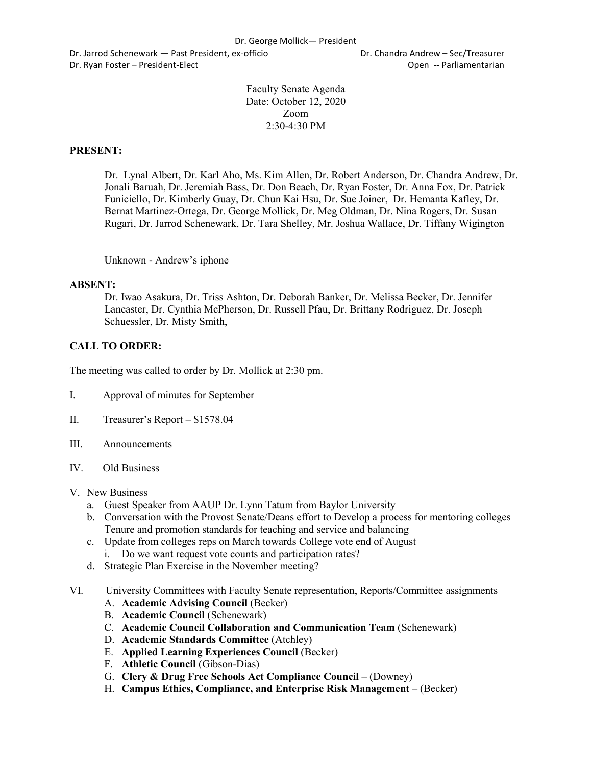Dr. George Mollick— President

Dr. Jarrod Schenewark — Past President, ex-officio
Dr. Ryan Foster – President-Elect

Dr. Chandra Andrew – Sec/Treasurer
Open -- Parliamentarian

Faculty Senate Agenda
Date: October 12, 2020
Zoom
2:30-4:30 PM

**PRESENT:**

Dr. Lynal Albert, Dr. Karl Aho, Ms. Kim Allen, Dr. Robert Anderson, Dr. Chandra Andrew, Dr. Jonali Baruah, Dr. Jeremiah Bass, Dr. Don Beach, Dr. Ryan Foster, Dr. Anna Fox, Dr. Patrick Funiciello, Dr. Kimberly Guay, Dr. Chun Kai Hsu, Dr. Sue Joiner, Dr. Hemanta Kafley, Dr. Bernat Martinez-Ortega, Dr. George Mollick, Dr. Meg Oldman, Dr. Nina Rogers, Dr. Susan Rugari, Dr. Jarrod Schenewark, Dr. Tara Shelley, Mr. Joshua Wallace, Dr. Tiffany Wigington

Unknown - Andrew's iphone

**ABSENT:**

Dr. Iwao Asakura, Dr. Triss Ashton, Dr. Deborah Banker, Dr. Melissa Becker, Dr. Jennifer Lancaster, Dr. Cynthia McPherson, Dr. Russell Pfau, Dr. Brittany Rodriguez, Dr. Joseph Schuessler, Dr. Misty Smith,

**CALL TO ORDER:**

The meeting was called to order by Dr. Mollick at 2:30 pm.

I. Approval of minutes for September

II. Treasurer's Report – $1578.04

III. Announcements

IV. Old Business

V. New Business
   a. Guest Speaker from AAUP Dr. Lynn Tatum from Baylor University
   b. Conversation with the Provost Senate/Deans effort to Develop a process for mentoring colleges Tenure and promotion standards for teaching and service and balancing
   c. Update from colleges reps on March towards College vote end of August
      i. Do we want request vote counts and participation rates?
   d. Strategic Plan Exercise in the November meeting?

VI. University Committees with Faculty Senate representation, Reports/Committee assignments
   A. **Academic Advising Council** (Becker)
   B. **Academic Council** (Schenewark)
   C. **Academic Council Collaboration and Communication Team** (Schenewark)
   D. **Academic Standards Committee** (Atchley)
   E. **Applied Learning Experiences Council** (Becker)
   F. **Athletic Council** (Gibson-Dias)
   G. **Clery & Drug Free Schools Act Compliance Council** – (Downey)
   H. **Campus Ethics, Compliance, and Enterprise Risk Management** – (Becker)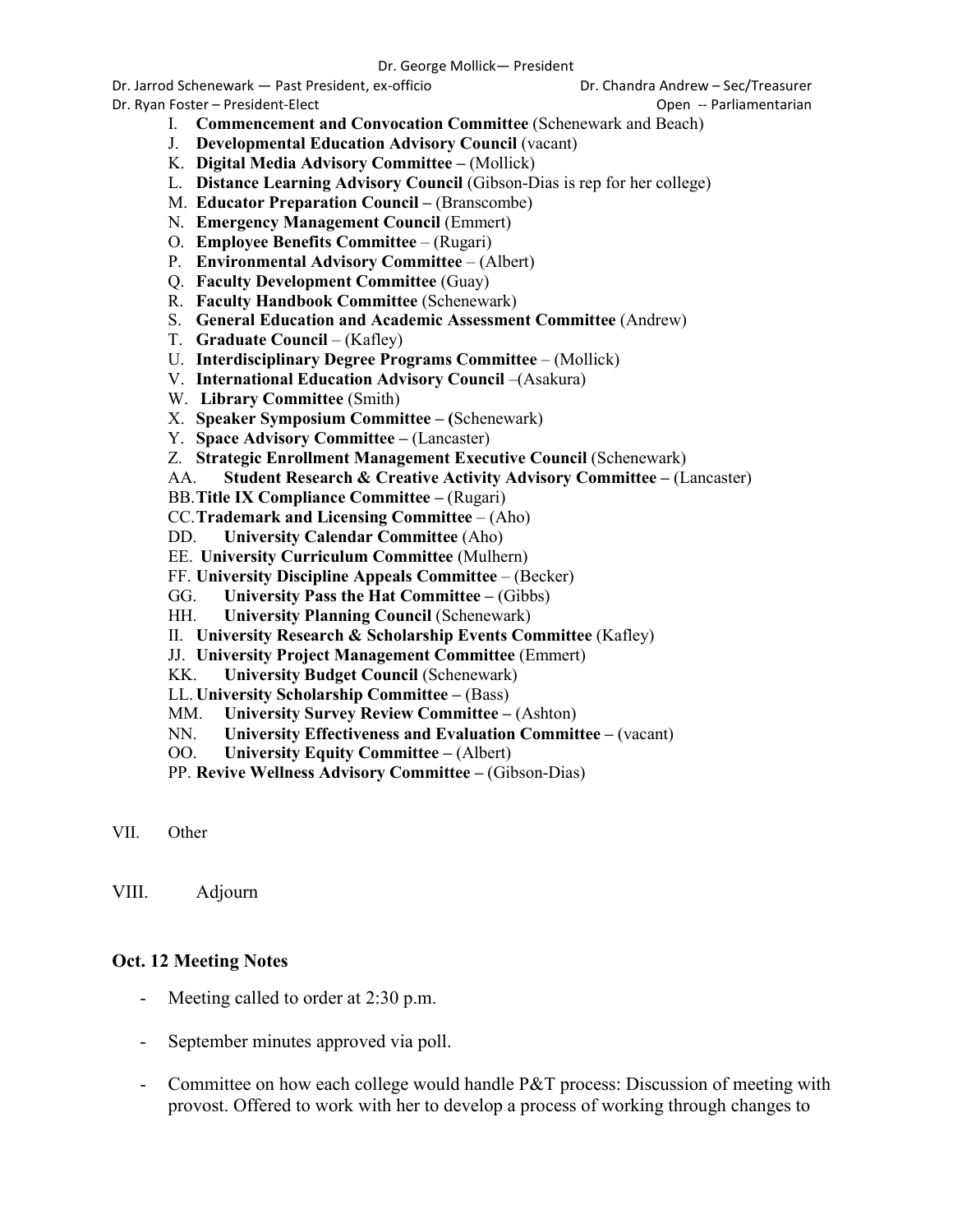Dr. George Mollick— President

Dr. Jarrod Schenewark — Past President, ex-officio    Dr. Chandra Andrew – Sec/Treasurer

Dr. Ryan Foster – President-Elect    Open -- Parliamentarian

I. **Commencement and Convocation Committee** (Schenewark and Beach)
J. **Developmental Education Advisory Council** (vacant)
K. **Digital Media Advisory Committee –** (Mollick)
L. **Distance Learning Advisory Council** (Gibson-Dias is rep for her college)
M. **Educator Preparation Council –** (Branscombe)
N. **Emergency Management Council** (Emmert)
O. **Employee Benefits Committee** – (Rugari)
P. **Environmental Advisory Committee** – (Albert)
Q. **Faculty Development Committee** (Guay)
R. **Faculty Handbook Committee** (Schenewark)
S. **General Education and Academic Assessment Committee** (Andrew)
T. **Graduate Council** – (Kafley)
U. **Interdisciplinary Degree Programs Committee** – (Mollick)
V. **International Education Advisory Council** –(Asakura)
W. **Library Committee** (Smith)
X. **Speaker Symposium Committee – (**Schenewark)
Y. **Space Advisory Committee –** (Lancaster)
Z. **Strategic Enrollment Management Executive Council** (Schenewark)
AA. **Student Research & Creative Activity Advisory Committee –** (Lancaster)
BB. **Title IX Compliance Committee –** (Rugari)
CC. **Trademark and Licensing Committee** – (Aho)
DD. **University Calendar Committee** (Aho)
EE. **University Curriculum Committee** (Mulhern)
FF. **University Discipline Appeals Committee** – (Becker)
GG. **University Pass the Hat Committee –** (Gibbs)
HH. **University Planning Council** (Schenewark)
II. **University Research & Scholarship Events Committee** (Kafley)
JJ. **University Project Management Committee** (Emmert)
KK. **University Budget Council** (Schenewark)
LL. **University Scholarship Committee –** (Bass)
MM. **University Survey Review Committee –** (Ashton)
NN. **University Effectiveness and Evaluation Committee –** (vacant)
OO. **University Equity Committee –** (Albert)
PP. **Revive Wellness Advisory Committee –** (Gibson-Dias)

VII. Other

VIII. Adjourn

**Oct. 12 Meeting Notes**

- Meeting called to order at 2:30 p.m.
- September minutes approved via poll.
- Committee on how each college would handle P&T process: Discussion of meeting with provost. Offered to work with her to develop a process of working through changes to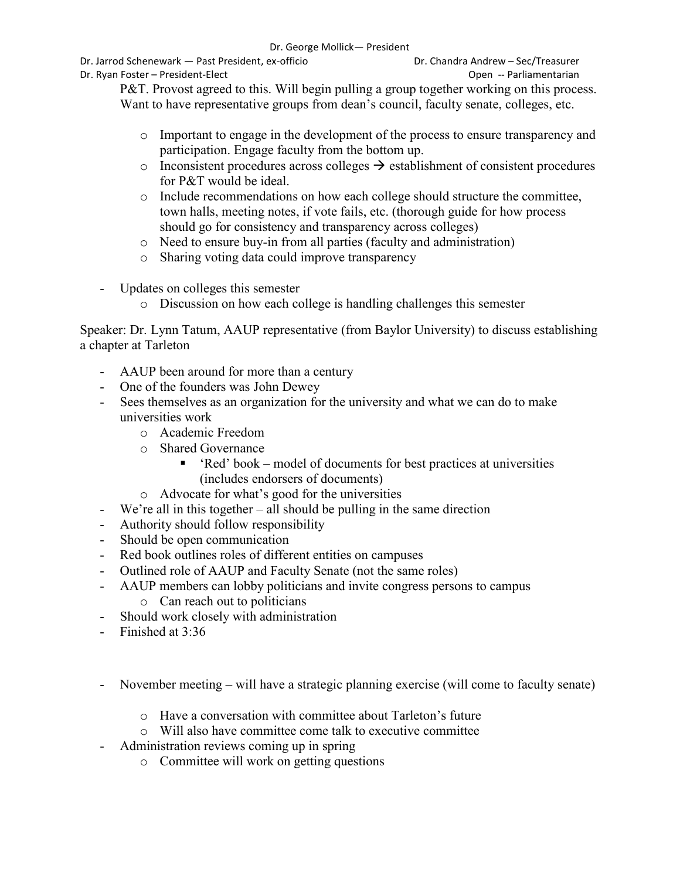P&T. Provost agreed to this. Will begin pulling a group together working on this process. Want to have representative groups from dean's council, faculty senate, colleges, etc.

  - Important to engage in the development of the process to ensure transparency and participation. Engage faculty from the bottom up.
  - Inconsistent procedures across colleges → establishment of consistent procedures for P&T would be ideal.
  - Include recommendations on how each college should structure the committee, town halls, meeting notes, if vote fails, etc. (thorough guide for how process should go for consistency and transparency across colleges)
  - Need to ensure buy-in from all parties (faculty and administration)
  - Sharing voting data could improve transparency

- Updates on colleges this semester
  - Discussion on how each college is handling challenges this semester

Speaker: Dr. Lynn Tatum, AAUP representative (from Baylor University) to discuss establishing a chapter at Tarleton

- AAUP been around for more than a century
- One of the founders was John Dewey
- Sees themselves as an organization for the university and what we can do to make universities work
  - Academic Freedom
  - Shared Governance
    - 'Red' book – model of documents for best practices at universities (includes endorsers of documents)
  - Advocate for what's good for the universities
- We're all in this together – all should be pulling in the same direction
- Authority should follow responsibility
- Should be open communication
- Red book outlines roles of different entities on campuses
- Outlined role of AAUP and Faculty Senate (not the same roles)
- AAUP members can lobby politicians and invite congress persons to campus
  - Can reach out to politicians
- Should work closely with administration
- Finished at 3:36

- November meeting – will have a strategic planning exercise (will come to faculty senate)
  - Have a conversation with committee about Tarleton's future
  - Will also have committee come talk to executive committee
- Administration reviews coming up in spring
  - Committee will work on getting questions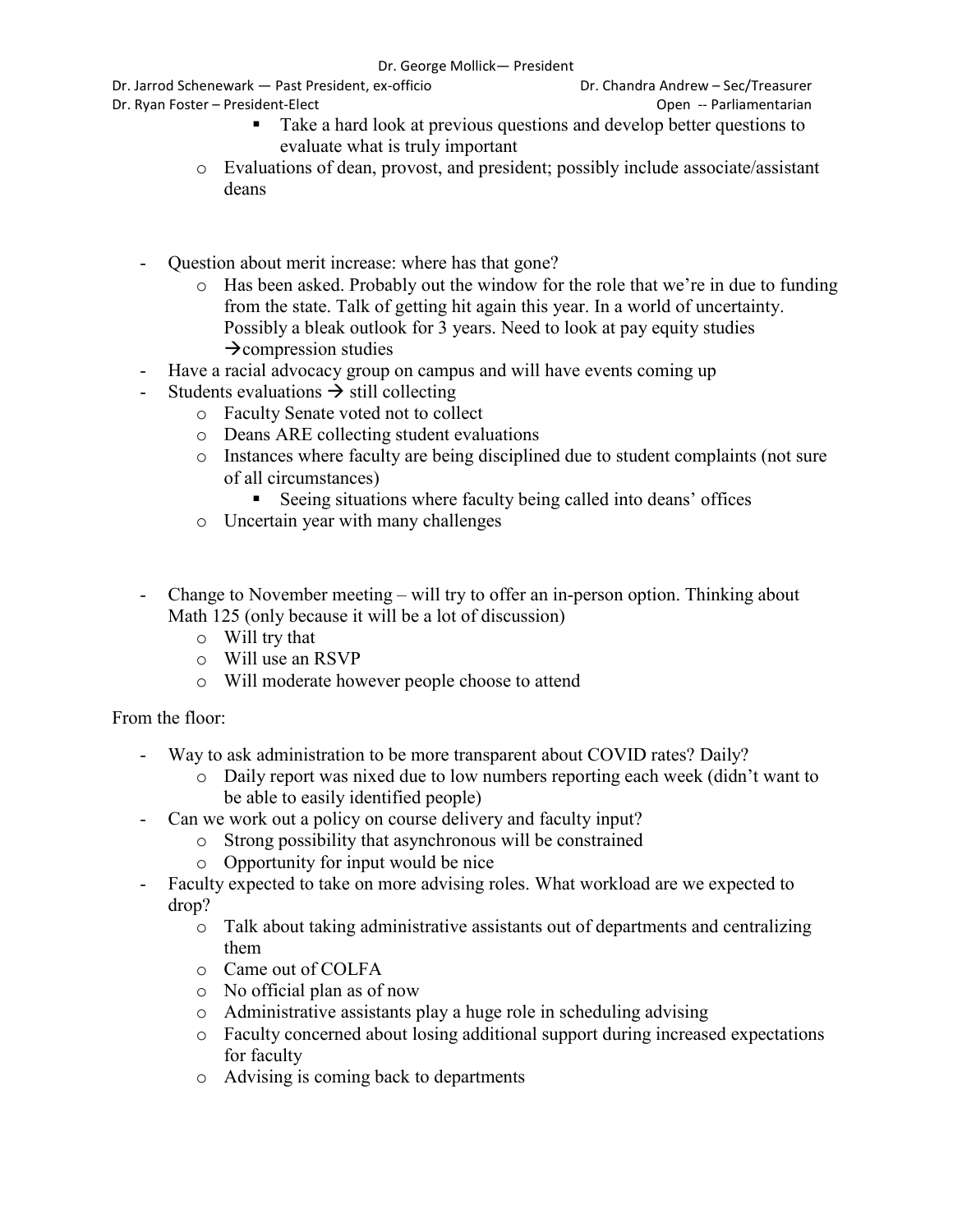- Take a hard look at previous questions and develop better questions to evaluate what is truly important
  - Evaluations of dean, provost, and president; possibly include associate/assistant deans

- Question about merit increase: where has that gone?
  - Has been asked. Probably out the window for the role that we're in due to funding from the state. Talk of getting hit again this year. In a world of uncertainty. Possibly a bleak outlook for 3 years. Need to look at pay equity studies →compression studies
- Have a racial advocacy group on campus and will have events coming up
- Students evaluations → still collecting
  - Faculty Senate voted not to collect
  - Deans ARE collecting student evaluations
  - Instances where faculty are being disciplined due to student complaints (not sure of all circumstances)
    - Seeing situations where faculty being called into deans' offices
  - Uncertain year with many challenges

- Change to November meeting – will try to offer an in-person option. Thinking about Math 125 (only because it will be a lot of discussion)
  - Will try that
  - Will use an RSVP
  - Will moderate however people choose to attend

From the floor:

- Way to ask administration to be more transparent about COVID rates? Daily?
  - Daily report was nixed due to low numbers reporting each week (didn't want to be able to easily identified people)
- Can we work out a policy on course delivery and faculty input?
  - Strong possibility that asynchronous will be constrained
  - Opportunity for input would be nice
- Faculty expected to take on more advising roles. What workload are we expected to drop?
  - Talk about taking administrative assistants out of departments and centralizing them
  - Came out of COLFA
  - No official plan as of now
  - Administrative assistants play a huge role in scheduling advising
  - Faculty concerned about losing additional support during increased expectations for faculty
  - Advising is coming back to departments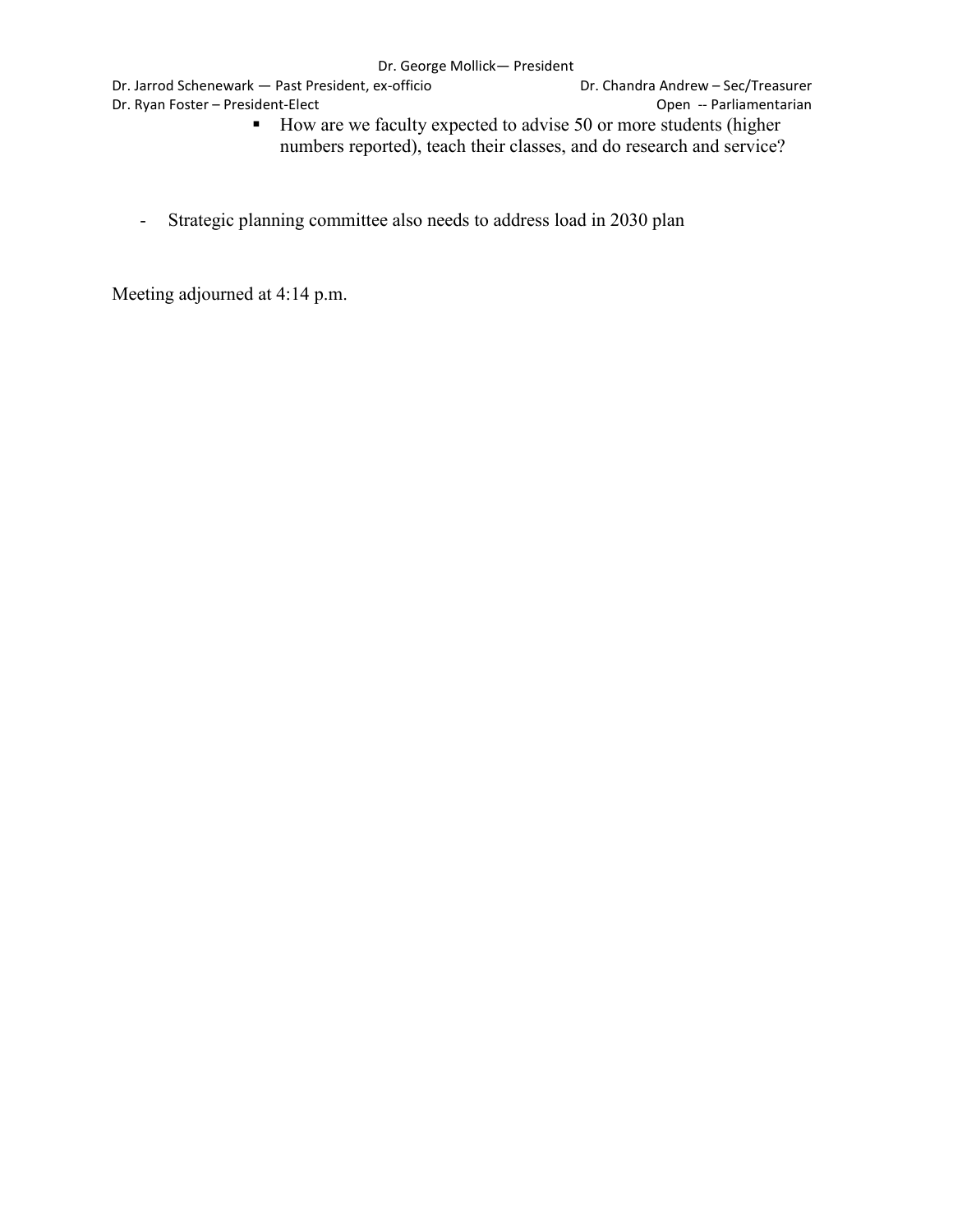- How are we faculty expected to advise 50 or more students (higher numbers reported), teach their classes, and do research and service?

- Strategic planning committee also needs to address load in 2030 plan

Meeting adjourned at 4:14 p.m.